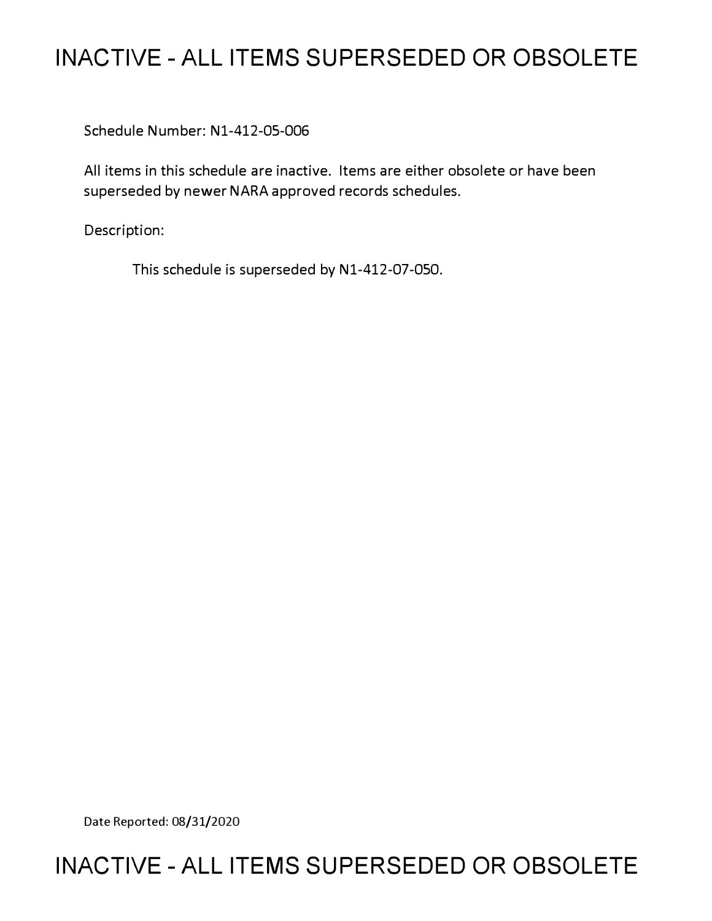# INACTIVE - ALL ITEMS SUPERSEDED OR OBSOLETE

Schedule Number: N1-412-05-006

All items in this schedule are inactive. Items are either obsolete or have been superseded by newer NARA approved records schedules.

Description:

This schedule is superseded by N1-412-07-050.

Date Reported: 08/31/2020

# INACTIVE - ALL ITEMS SUPERSEDED OR OBSOLETE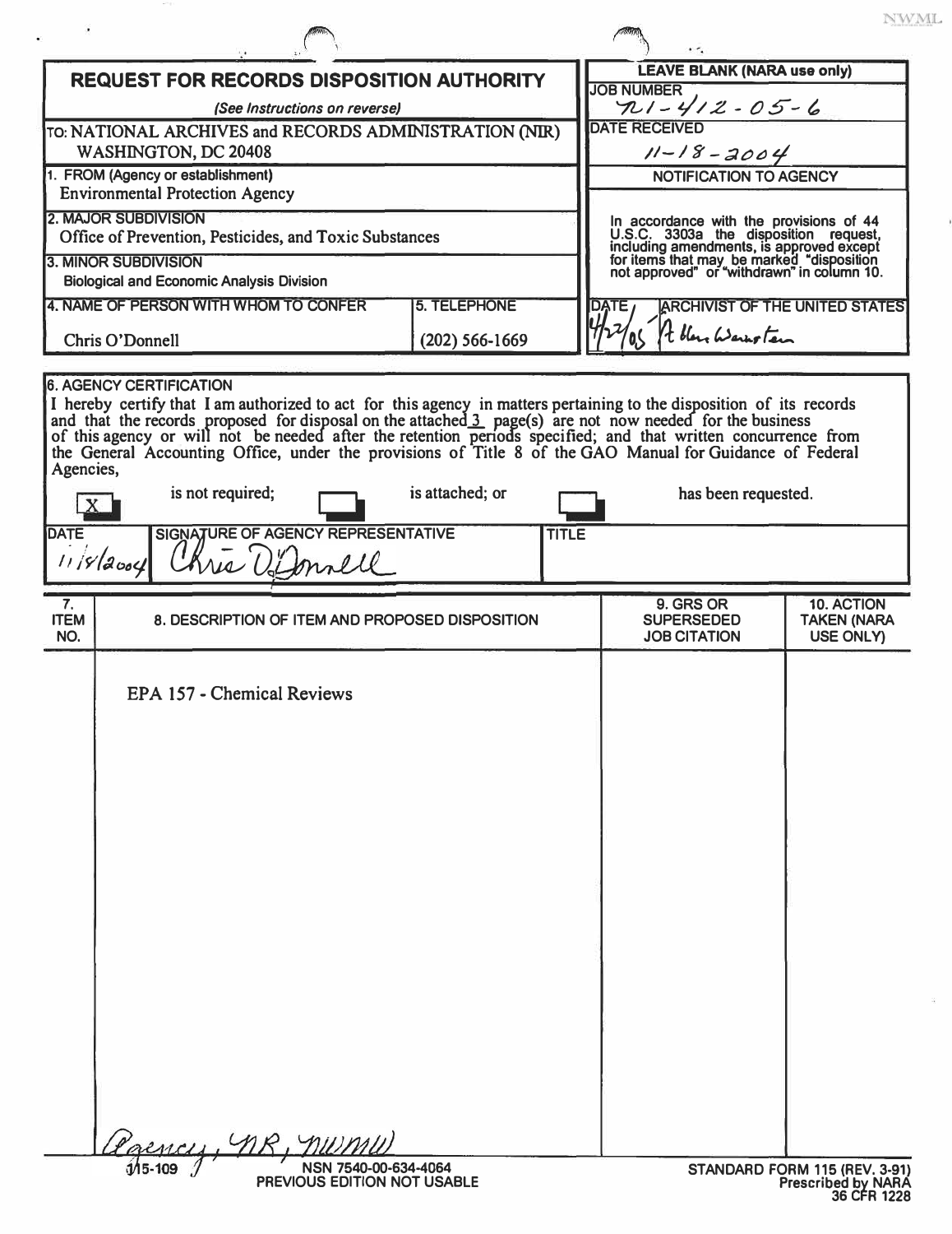# REQUEST FOR RECORDS DISPOSITION AUTHORITY

*(See Instructions on reverse)*

| | |
|---|---|
| TO: NATIONAL ARCHIVES and RECORDS ADMINISTRATION (NIR) WASHINGTON, DC 20408 | **LEAVE BLANK (NARA use only)** |
| 1. FROM (Agency or establishment) Environmental Protection Agency | JOB NUMBER N1-412-05-6 |
| 2. MAJOR SUBDIVISION Office of Prevention, Pesticides, and Toxic Substances | DATE RECEIVED 11-18-2004 |
| 3. MINOR SUBDIVISION Biological and Economic Analysis Division | NOTIFICATION TO AGENCY |
| 4. NAME OF PERSON WITH WHOM TO CONFER: Chris O'Donnell — 5. TELEPHONE: (202) 566-1669 | In accordance with the provisions of 44 U.S.C. 3303a the disposition request, including amendments, is approved except for items that may be marked "disposition not approved" or "withdrawn" in column 10. |
| | DATE 4/27/05 — ARCHIVIST OF THE UNITED STATES: Allen Weinstein |

## 6. AGENCY CERTIFICATION

I hereby certify that I am authorized to act for this agency in matters pertaining to the disposition of its records and that the records proposed for disposal on the attached 3 page(s) are not now needed for the business of this agency or will not be needed after the retention periods specified; and that written concurrence from the General Accounting Office, under the provisions of Title 8 of the GAO Manual for Guidance of Federal Agencies,

[X] is not required; [ ] is attached; or [ ] has been requested.

| DATE | SIGNATURE OF AGENCY REPRESENTATIVE | TITLE |
|---|---|---|
| 11/18/2004 | Chris O'Donnell | |

| 7. ITEM NO. | 8. DESCRIPTION OF ITEM AND PROPOSED DISPOSITION | 9. GRS OR SUPERSEDED JOB CITATION | 10. ACTION TAKEN (NARA USE ONLY) |
|---|---|---|---|
| | EPA 157 - Chemical Reviews | | |

Agency, NR, NWMW

115-109 NSN 7540-00-634-4064 PREVIOUS EDITION NOT USABLE

STANDARD FORM 115 (REV. 3-91) Prescribed by NARA 36 CFR 1228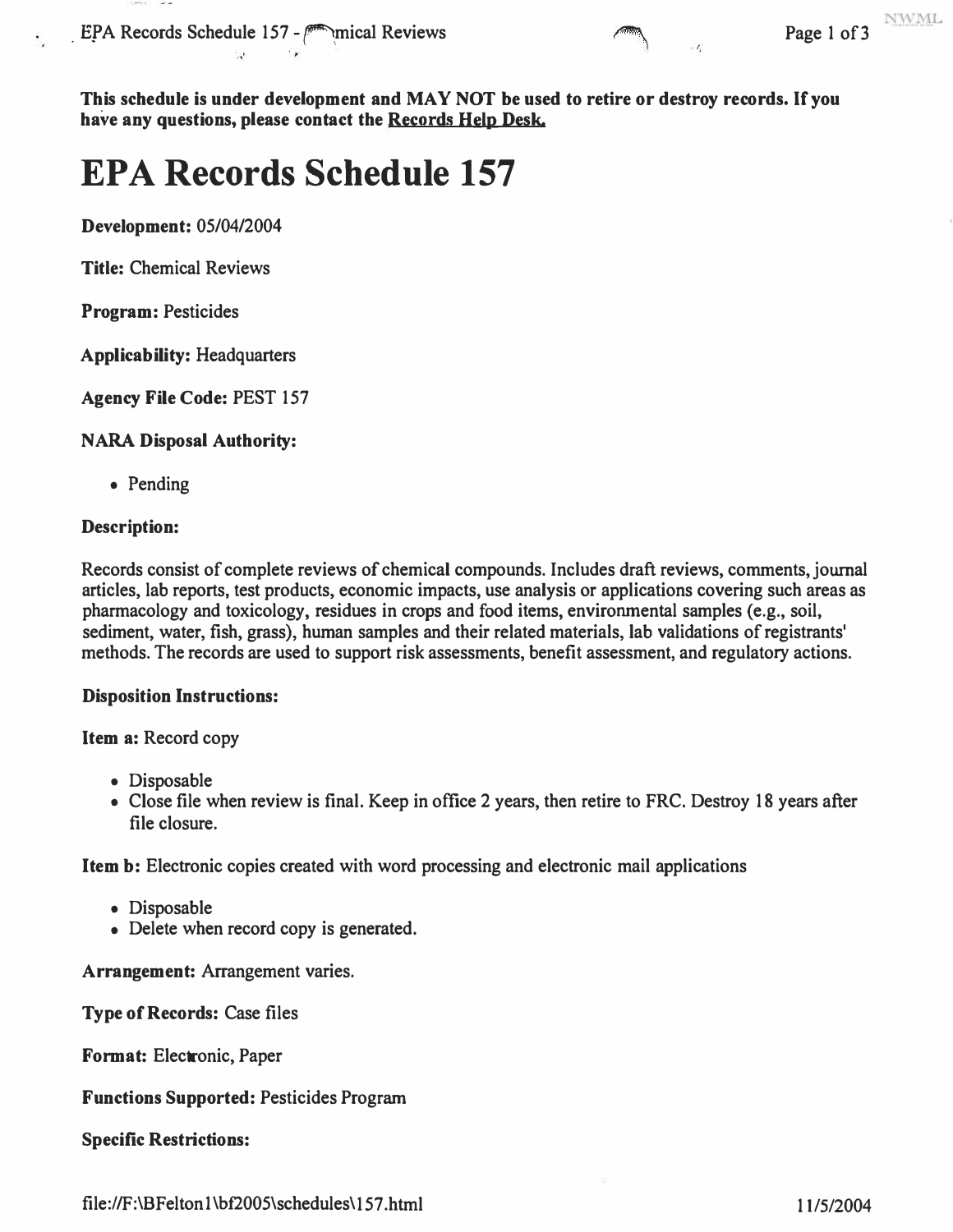**This schedule is under development and MAY NOT be used to retire or destroy records. If you have any questions, please contact the Records Help Desk.**

# EPA Records Schedule 157

**Development:** 05/04/2004

**Title:** Chemical Reviews

**Program:** Pesticides

**Applicability:** Headquarters

**Agency File Code:** PEST 157

**NARA Disposal Authority:**

- Pending

**Description:**

Records consist of complete reviews of chemical compounds. Includes draft reviews, comments, journal articles, lab reports, test products, economic impacts, use analysis or applications covering such areas as pharmacology and toxicology, residues in crops and food items, environmental samples (e.g., soil, sediment, water, fish, grass), human samples and their related materials, lab validations of registrants' methods. The records are used to support risk assessments, benefit assessment, and regulatory actions.

**Disposition Instructions:**

**Item a:** Record copy

- Disposable
- Close file when review is final. Keep in office 2 years, then retire to FRC. Destroy 18 years after file closure.

**Item b:** Electronic copies created with word processing and electronic mail applications

- Disposable
- Delete when record copy is generated.

**Arrangement:** Arrangement varies.

**Type of Records:** Case files

**Format:** Electronic, Paper

**Functions Supported:** Pesticides Program

**Specific Restrictions:**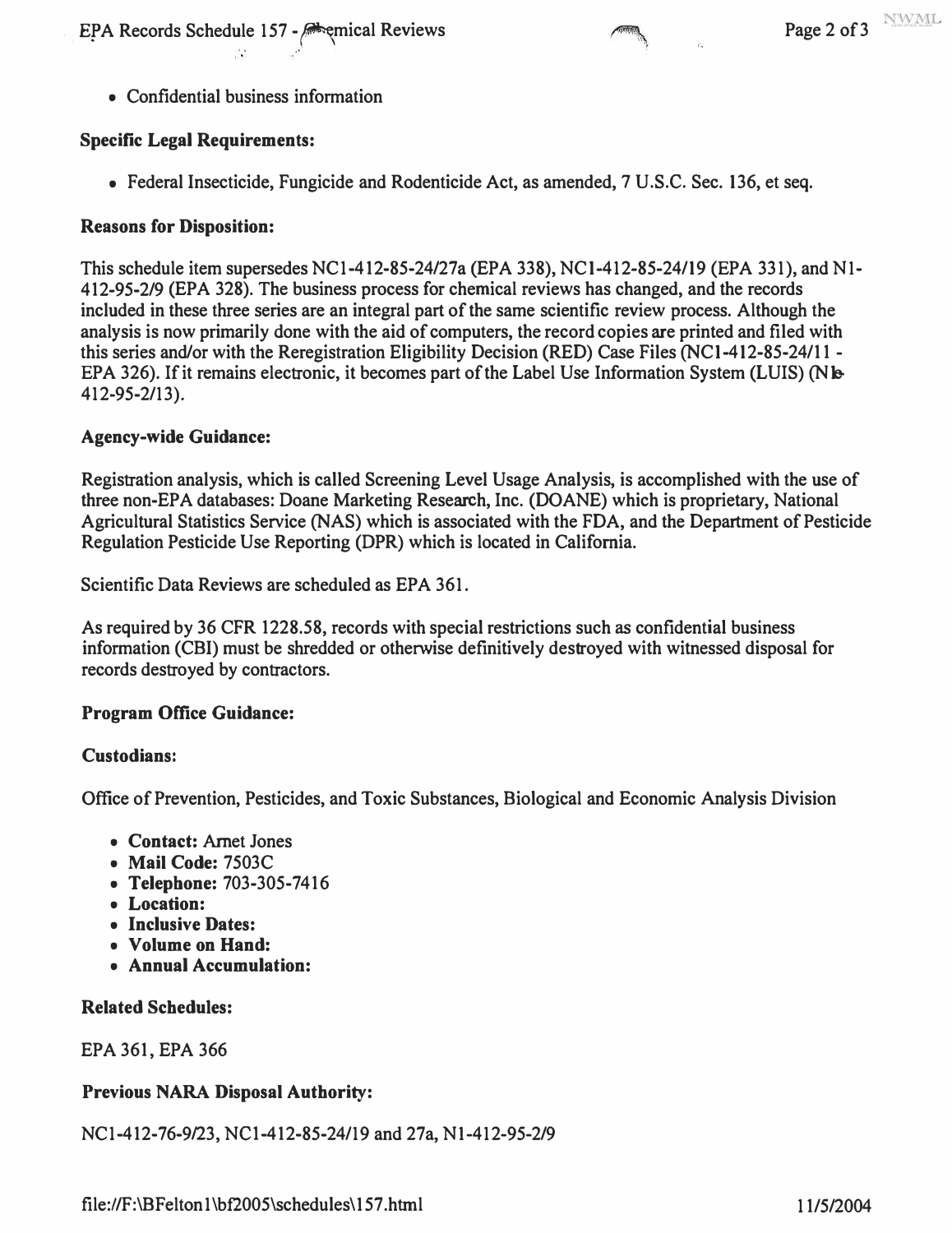- Confidential business information

**Specific Legal Requirements:**

- Federal Insecticide, Fungicide and Rodenticide Act, as amended, 7 U.S.C. Sec. 136, et seq.

**Reasons for Disposition:**

This schedule item supersedes NC1-412-85-24/27a (EPA 338), NC1-412-85-24/19 (EPA 331), and N1-412-95-2/9 (EPA 328). The business process for chemical reviews has changed, and the records included in these three series are an integral part of the same scientific review process. Although the analysis is now primarily done with the aid of computers, the record copies are printed and filed with this series and/or with the Reregistration Eligibility Decision (RED) Case Files (NC1-412-85-24/11 - EPA 326). If it remains electronic, it becomes part of the Label Use Information System (LUIS) (N1-412-95-2/13).

**Agency-wide Guidance:**

Registration analysis, which is called Screening Level Usage Analysis, is accomplished with the use of three non-EPA databases: Doane Marketing Research, Inc. (DOANE) which is proprietary, National Agricultural Statistics Service (NAS) which is associated with the FDA, and the Department of Pesticide Regulation Pesticide Use Reporting (DPR) which is located in California.

Scientific Data Reviews are scheduled as EPA 361.

As required by 36 CFR 1228.58, records with special restrictions such as confidential business information (CBI) must be shredded or otherwise definitively destroyed with witnessed disposal for records destroyed by contractors.

**Program Office Guidance:**

**Custodians:**

Office of Prevention, Pesticides, and Toxic Substances, Biological and Economic Analysis Division

- **Contact:** Arnet Jones
- **Mail Code:** 7503C
- **Telephone:** 703-305-7416
- **Location:**
- **Inclusive Dates:**
- **Volume on Hand:**
- **Annual Accumulation:**

**Related Schedules:**

EPA 361, EPA 366

**Previous NARA Disposal Authority:**

NC1-412-76-9/23, NC1-412-85-24/19 and 27a, N1-412-95-2/9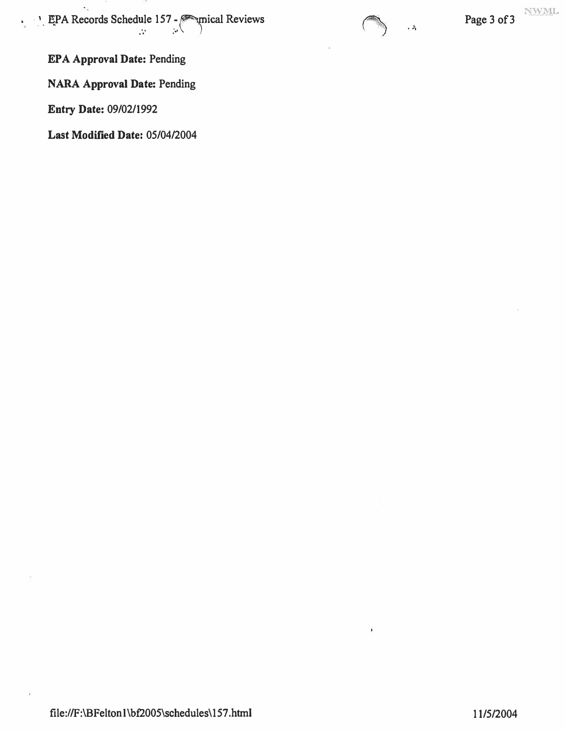**EPA Approval Date:** Pending

**NARA Approval Date:** Pending

**Entry Date:** 09/02/1992

**Last Modified Date:** 05/04/2004